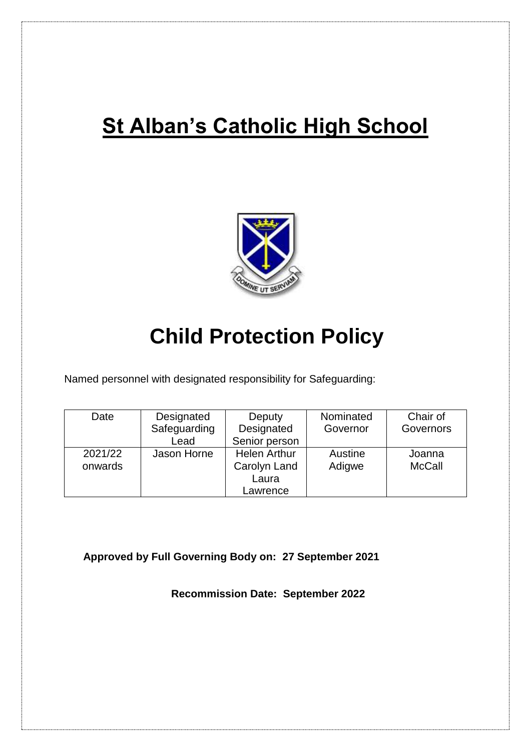# St Alban's Catholic High School

# Child Protection Policy

Named personnel with designated responsibility for Safeguarding:

| Date | Designated Safeguarding Lead | Deputy Designated Senior person | Nominated Governor | Chair of Governors |
|---|---|---|---|---|
| 2021/22 onwards | Jason Horne | Helen Arthur<br>Carolyn Land<br>Laura Lawrence | Austine Adigwe | Joanna McCall |

**Approved by Full Governing Body on: 27 September 2021**

**Recommission Date: September 2022**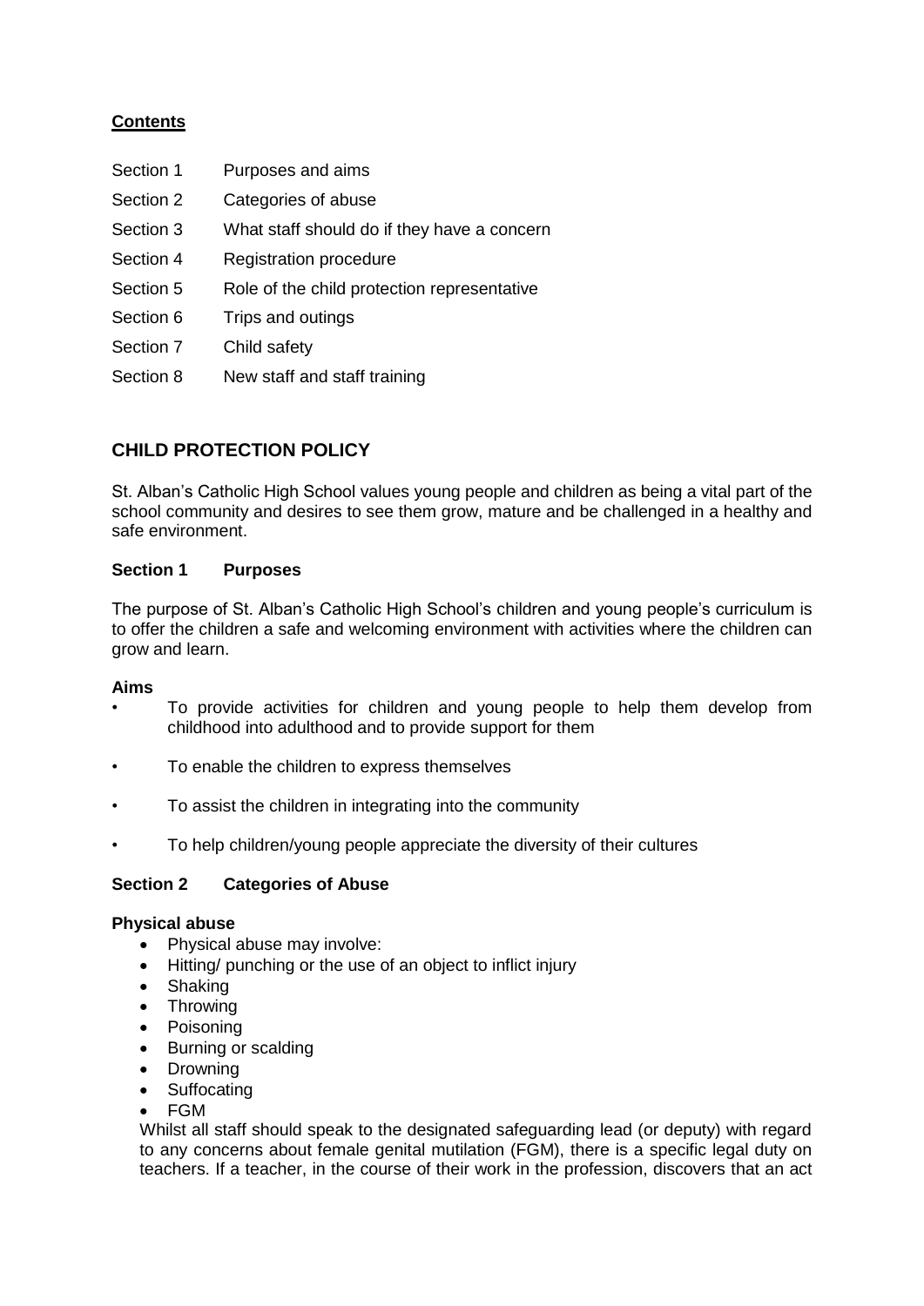**Contents**

| | |
|---|---|
| Section 1 | Purposes and aims |
| Section 2 | Categories of abuse |
| Section 3 | What staff should do if they have a concern |
| Section 4 | Registration procedure |
| Section 5 | Role of the child protection representative |
| Section 6 | Trips and outings |
| Section 7 | Child safety |
| Section 8 | New staff and staff training |

## CHILD PROTECTION POLICY

St. Alban's Catholic High School values young people and children as being a vital part of the school community and desires to see them grow, mature and be challenged in a healthy and safe environment.

### Section 1 Purposes

The purpose of St. Alban's Catholic High School's children and young people's curriculum is to offer the children a safe and welcoming environment with activities where the children can grow and learn.

**Aims**

- To provide activities for children and young people to help them develop from childhood into adulthood and to provide support for them
- To enable the children to express themselves
- To assist the children in integrating into the community
- To help children/young people appreciate the diversity of their cultures

### Section 2 Categories of Abuse

**Physical abuse**

- Physical abuse may involve:
- Hitting/ punching or the use of an object to inflict injury
- Shaking
- Throwing
- Poisoning
- Burning or scalding
- Drowning
- Suffocating
- FGM

Whilst all staff should speak to the designated safeguarding lead (or deputy) with regard to any concerns about female genital mutilation (FGM), there is a specific legal duty on teachers. If a teacher, in the course of their work in the profession, discovers that an act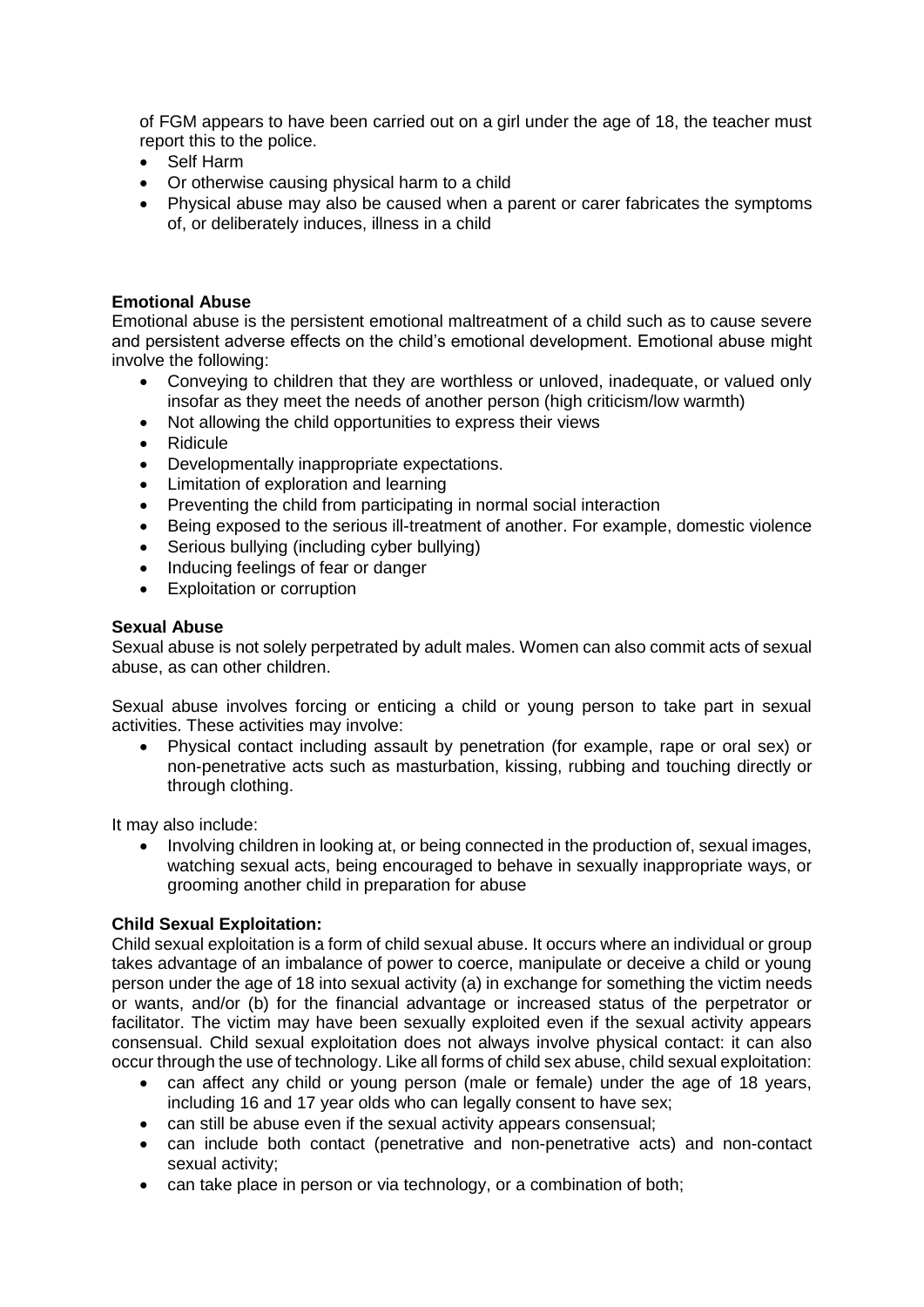of FGM appears to have been carried out on a girl under the age of 18, the teacher must report this to the police.

- Self Harm
- Or otherwise causing physical harm to a child
- Physical abuse may also be caused when a parent or carer fabricates the symptoms of, or deliberately induces, illness in a child

**Emotional Abuse**

Emotional abuse is the persistent emotional maltreatment of a child such as to cause severe and persistent adverse effects on the child's emotional development. Emotional abuse might involve the following:

- Conveying to children that they are worthless or unloved, inadequate, or valued only insofar as they meet the needs of another person (high criticism/low warmth)
- Not allowing the child opportunities to express their views
- Ridicule
- Developmentally inappropriate expectations.
- Limitation of exploration and learning
- Preventing the child from participating in normal social interaction
- Being exposed to the serious ill-treatment of another. For example, domestic violence
- Serious bullying (including cyber bullying)
- Inducing feelings of fear or danger
- Exploitation or corruption

**Sexual Abuse**

Sexual abuse is not solely perpetrated by adult males. Women can also commit acts of sexual abuse, as can other children.

Sexual abuse involves forcing or enticing a child or young person to take part in sexual activities. These activities may involve:

- Physical contact including assault by penetration (for example, rape or oral sex) or non-penetrative acts such as masturbation, kissing, rubbing and touching directly or through clothing.

It may also include:

- Involving children in looking at, or being connected in the production of, sexual images, watching sexual acts, being encouraged to behave in sexually inappropriate ways, or grooming another child in preparation for abuse

**Child Sexual Exploitation:**

Child sexual exploitation is a form of child sexual abuse. It occurs where an individual or group takes advantage of an imbalance of power to coerce, manipulate or deceive a child or young person under the age of 18 into sexual activity (a) in exchange for something the victim needs or wants, and/or (b) for the financial advantage or increased status of the perpetrator or facilitator. The victim may have been sexually exploited even if the sexual activity appears consensual. Child sexual exploitation does not always involve physical contact: it can also occur through the use of technology. Like all forms of child sex abuse, child sexual exploitation:

- can affect any child or young person (male or female) under the age of 18 years, including 16 and 17 year olds who can legally consent to have sex;
- can still be abuse even if the sexual activity appears consensual;
- can include both contact (penetrative and non-penetrative acts) and non-contact sexual activity;
- can take place in person or via technology, or a combination of both;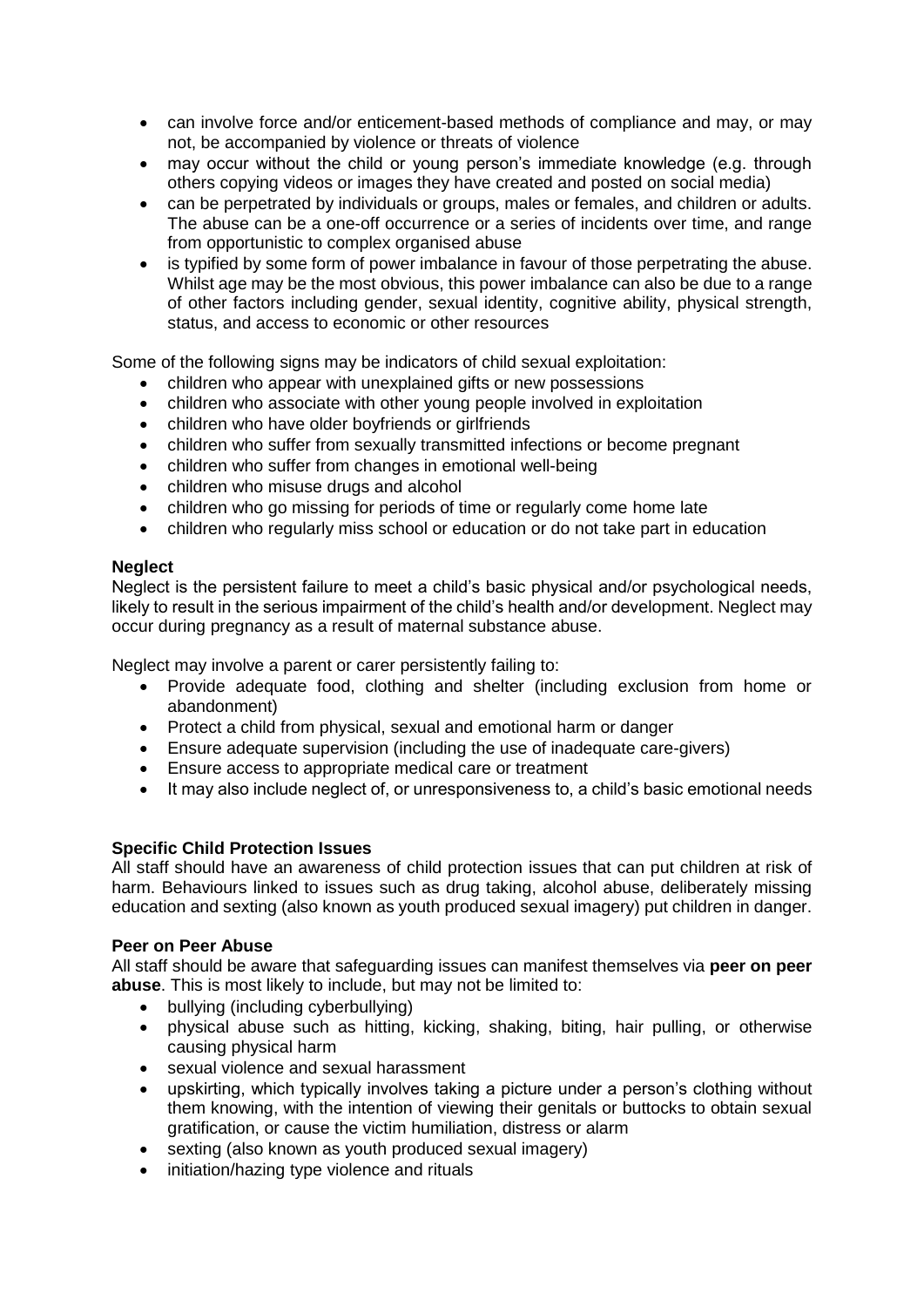- can involve force and/or enticement-based methods of compliance and may, or may not, be accompanied by violence or threats of violence
- may occur without the child or young person's immediate knowledge (e.g. through others copying videos or images they have created and posted on social media)
- can be perpetrated by individuals or groups, males or females, and children or adults. The abuse can be a one-off occurrence or a series of incidents over time, and range from opportunistic to complex organised abuse
- is typified by some form of power imbalance in favour of those perpetrating the abuse. Whilst age may be the most obvious, this power imbalance can also be due to a range of other factors including gender, sexual identity, cognitive ability, physical strength, status, and access to economic or other resources

Some of the following signs may be indicators of child sexual exploitation:

- children who appear with unexplained gifts or new possessions
- children who associate with other young people involved in exploitation
- children who have older boyfriends or girlfriends
- children who suffer from sexually transmitted infections or become pregnant
- children who suffer from changes in emotional well-being
- children who misuse drugs and alcohol
- children who go missing for periods of time or regularly come home late
- children who regularly miss school or education or do not take part in education

**Neglect**

Neglect is the persistent failure to meet a child's basic physical and/or psychological needs, likely to result in the serious impairment of the child's health and/or development. Neglect may occur during pregnancy as a result of maternal substance abuse.

Neglect may involve a parent or carer persistently failing to:

- Provide adequate food, clothing and shelter (including exclusion from home or abandonment)
- Protect a child from physical, sexual and emotional harm or danger
- Ensure adequate supervision (including the use of inadequate care-givers)
- Ensure access to appropriate medical care or treatment
- It may also include neglect of, or unresponsiveness to, a child's basic emotional needs

**Specific Child Protection Issues**

All staff should have an awareness of child protection issues that can put children at risk of harm. Behaviours linked to issues such as drug taking, alcohol abuse, deliberately missing education and sexting (also known as youth produced sexual imagery) put children in danger.

**Peer on Peer Abuse**

All staff should be aware that safeguarding issues can manifest themselves via **peer on peer abuse**. This is most likely to include, but may not be limited to:

- bullying (including cyberbullying)
- physical abuse such as hitting, kicking, shaking, biting, hair pulling, or otherwise causing physical harm
- sexual violence and sexual harassment
- upskirting, which typically involves taking a picture under a person's clothing without them knowing, with the intention of viewing their genitals or buttocks to obtain sexual gratification, or cause the victim humiliation, distress or alarm
- sexting (also known as youth produced sexual imagery)
- initiation/hazing type violence and rituals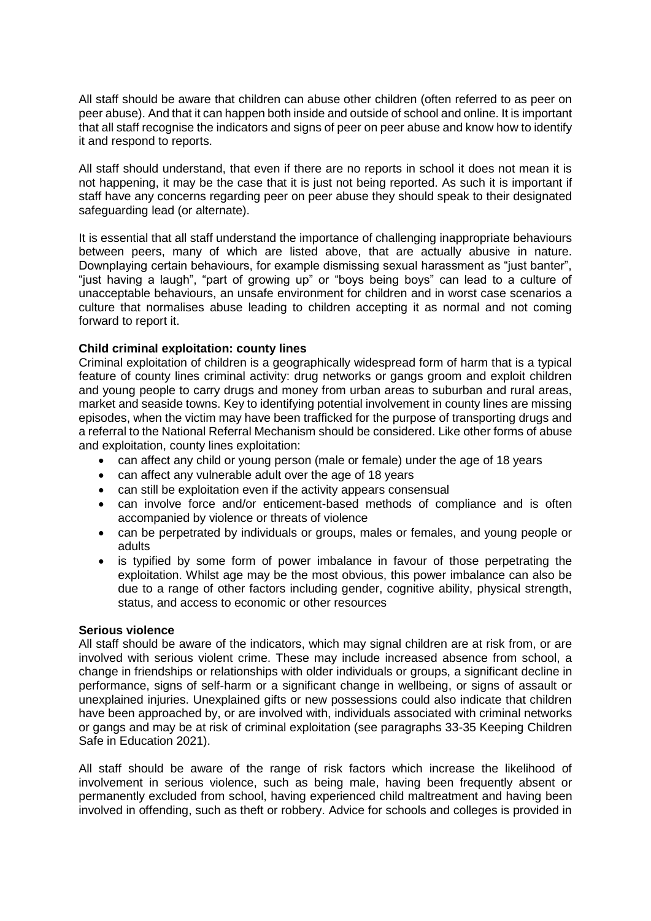All staff should be aware that children can abuse other children (often referred to as peer on peer abuse). And that it can happen both inside and outside of school and online. It is important that all staff recognise the indicators and signs of peer on peer abuse and know how to identify it and respond to reports.

All staff should understand, that even if there are no reports in school it does not mean it is not happening, it may be the case that it is just not being reported. As such it is important if staff have any concerns regarding peer on peer abuse they should speak to their designated safeguarding lead (or alternate).

It is essential that all staff understand the importance of challenging inappropriate behaviours between peers, many of which are listed above, that are actually abusive in nature. Downplaying certain behaviours, for example dismissing sexual harassment as "just banter", "just having a laugh", "part of growing up" or "boys being boys" can lead to a culture of unacceptable behaviours, an unsafe environment for children and in worst case scenarios a culture that normalises abuse leading to children accepting it as normal and not coming forward to report it.

**Child criminal exploitation: county lines**

Criminal exploitation of children is a geographically widespread form of harm that is a typical feature of county lines criminal activity: drug networks or gangs groom and exploit children and young people to carry drugs and money from urban areas to suburban and rural areas, market and seaside towns. Key to identifying potential involvement in county lines are missing episodes, when the victim may have been trafficked for the purpose of transporting drugs and a referral to the National Referral Mechanism should be considered. Like other forms of abuse and exploitation, county lines exploitation:

- can affect any child or young person (male or female) under the age of 18 years
- can affect any vulnerable adult over the age of 18 years
- can still be exploitation even if the activity appears consensual
- can involve force and/or enticement-based methods of compliance and is often accompanied by violence or threats of violence
- can be perpetrated by individuals or groups, males or females, and young people or adults
- is typified by some form of power imbalance in favour of those perpetrating the exploitation. Whilst age may be the most obvious, this power imbalance can also be due to a range of other factors including gender, cognitive ability, physical strength, status, and access to economic or other resources

**Serious violence**

All staff should be aware of the indicators, which may signal children are at risk from, or are involved with serious violent crime. These may include increased absence from school, a change in friendships or relationships with older individuals or groups, a significant decline in performance, signs of self-harm or a significant change in wellbeing, or signs of assault or unexplained injuries. Unexplained gifts or new possessions could also indicate that children have been approached by, or are involved with, individuals associated with criminal networks or gangs and may be at risk of criminal exploitation (see paragraphs 33-35 Keeping Children Safe in Education 2021).

All staff should be aware of the range of risk factors which increase the likelihood of involvement in serious violence, such as being male, having been frequently absent or permanently excluded from school, having experienced child maltreatment and having been involved in offending, such as theft or robbery. Advice for schools and colleges is provided in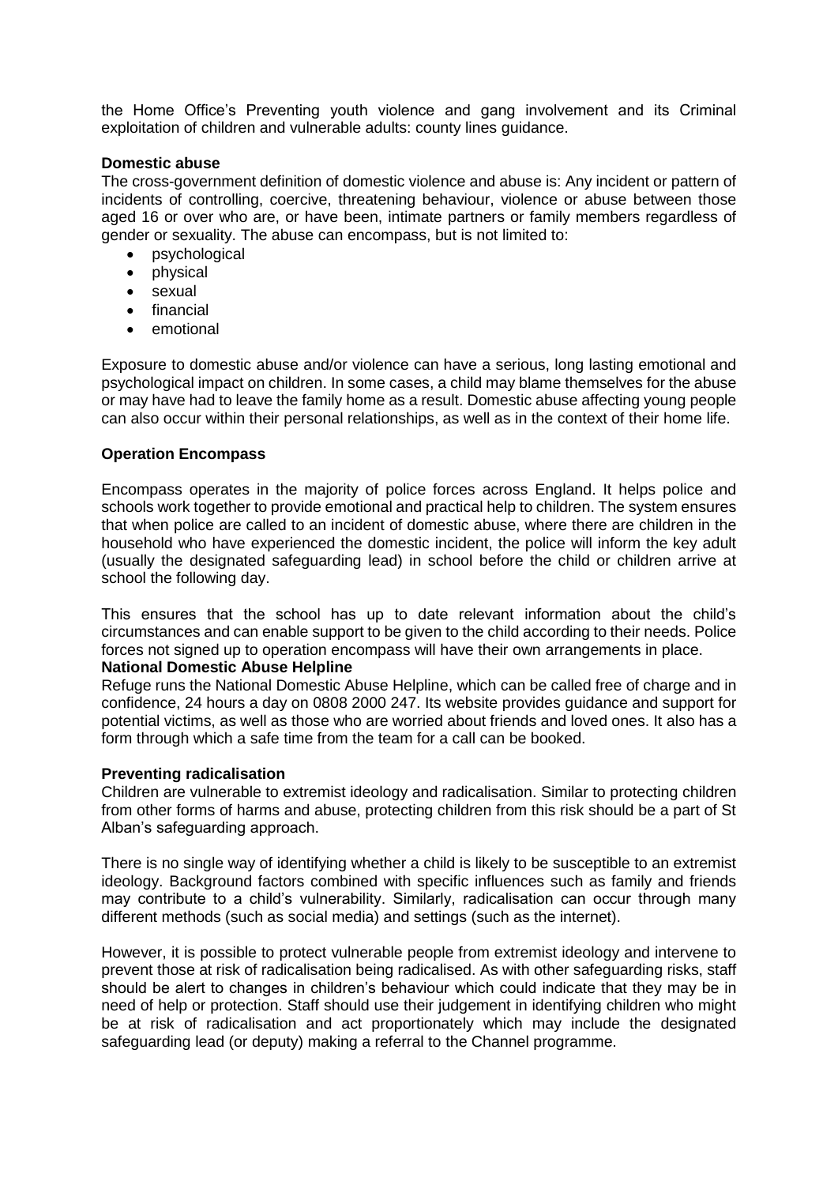the Home Office's Preventing youth violence and gang involvement and its Criminal exploitation of children and vulnerable adults: county lines guidance.

**Domestic abuse**

The cross-government definition of domestic violence and abuse is: Any incident or pattern of incidents of controlling, coercive, threatening behaviour, violence or abuse between those aged 16 or over who are, or have been, intimate partners or family members regardless of gender or sexuality. The abuse can encompass, but is not limited to:

- psychological
- physical
- sexual
- financial
- emotional

Exposure to domestic abuse and/or violence can have a serious, long lasting emotional and psychological impact on children. In some cases, a child may blame themselves for the abuse or may have had to leave the family home as a result. Domestic abuse affecting young people can also occur within their personal relationships, as well as in the context of their home life.

**Operation Encompass**

Encompass operates in the majority of police forces across England. It helps police and schools work together to provide emotional and practical help to children. The system ensures that when police are called to an incident of domestic abuse, where there are children in the household who have experienced the domestic incident, the police will inform the key adult (usually the designated safeguarding lead) in school before the child or children arrive at school the following day.

This ensures that the school has up to date relevant information about the child's circumstances and can enable support to be given to the child according to their needs. Police forces not signed up to operation encompass will have their own arrangements in place.

**National Domestic Abuse Helpline**

Refuge runs the National Domestic Abuse Helpline, which can be called free of charge and in confidence, 24 hours a day on 0808 2000 247. Its website provides guidance and support for potential victims, as well as those who are worried about friends and loved ones. It also has a form through which a safe time from the team for a call can be booked.

**Preventing radicalisation**

Children are vulnerable to extremist ideology and radicalisation. Similar to protecting children from other forms of harms and abuse, protecting children from this risk should be a part of St Alban's safeguarding approach.

There is no single way of identifying whether a child is likely to be susceptible to an extremist ideology. Background factors combined with specific influences such as family and friends may contribute to a child's vulnerability. Similarly, radicalisation can occur through many different methods (such as social media) and settings (such as the internet).

However, it is possible to protect vulnerable people from extremist ideology and intervene to prevent those at risk of radicalisation being radicalised. As with other safeguarding risks, staff should be alert to changes in children's behaviour which could indicate that they may be in need of help or protection. Staff should use their judgement in identifying children who might be at risk of radicalisation and act proportionately which may include the designated safeguarding lead (or deputy) making a referral to the Channel programme.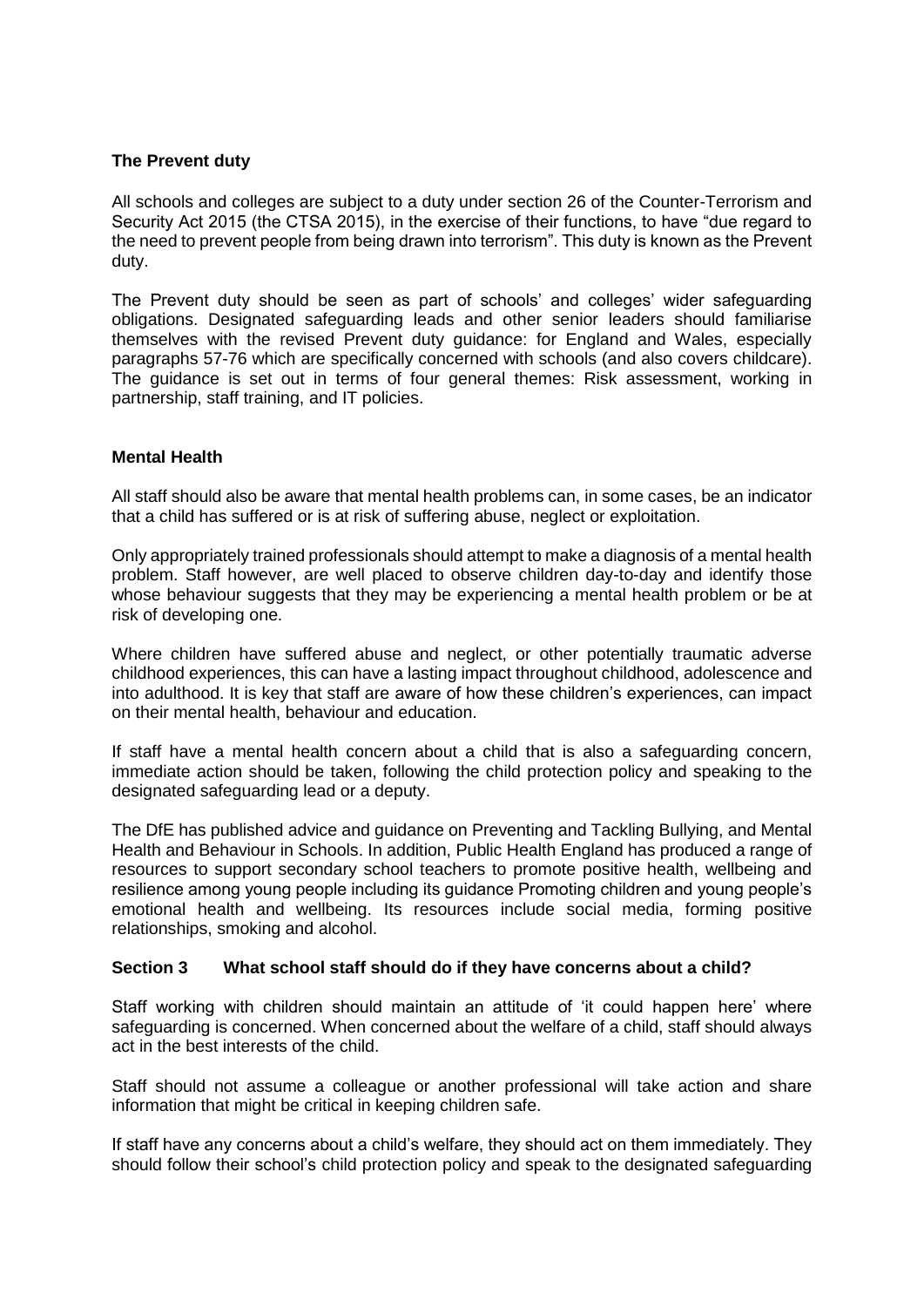**The Prevent duty**

All schools and colleges are subject to a duty under section 26 of the Counter-Terrorism and Security Act 2015 (the CTSA 2015), in the exercise of their functions, to have "due regard to the need to prevent people from being drawn into terrorism". This duty is known as the Prevent duty.

The Prevent duty should be seen as part of schools' and colleges' wider safeguarding obligations. Designated safeguarding leads and other senior leaders should familiarise themselves with the revised Prevent duty guidance: for England and Wales, especially paragraphs 57-76 which are specifically concerned with schools (and also covers childcare). The guidance is set out in terms of four general themes: Risk assessment, working in partnership, staff training, and IT policies.

**Mental Health**

All staff should also be aware that mental health problems can, in some cases, be an indicator that a child has suffered or is at risk of suffering abuse, neglect or exploitation.

Only appropriately trained professionals should attempt to make a diagnosis of a mental health problem. Staff however, are well placed to observe children day-to-day and identify those whose behaviour suggests that they may be experiencing a mental health problem or be at risk of developing one.

Where children have suffered abuse and neglect, or other potentially traumatic adverse childhood experiences, this can have a lasting impact throughout childhood, adolescence and into adulthood. It is key that staff are aware of how these children's experiences, can impact on their mental health, behaviour and education.

If staff have a mental health concern about a child that is also a safeguarding concern, immediate action should be taken, following the child protection policy and speaking to the designated safeguarding lead or a deputy.

The DfE has published advice and guidance on Preventing and Tackling Bullying, and Mental Health and Behaviour in Schools. In addition, Public Health England has produced a range of resources to support secondary school teachers to promote positive health, wellbeing and resilience among young people including its guidance Promoting children and young people's emotional health and wellbeing. Its resources include social media, forming positive relationships, smoking and alcohol.

**Section 3 What school staff should do if they have concerns about a child?**

Staff working with children should maintain an attitude of 'it could happen here' where safeguarding is concerned. When concerned about the welfare of a child, staff should always act in the best interests of the child.

Staff should not assume a colleague or another professional will take action and share information that might be critical in keeping children safe.

If staff have any concerns about a child's welfare, they should act on them immediately. They should follow their school's child protection policy and speak to the designated safeguarding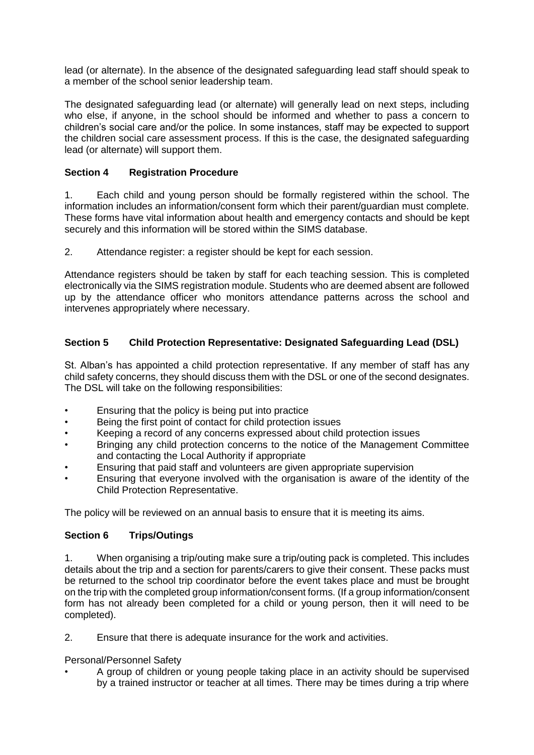lead (or alternate). In the absence of the designated safeguarding lead staff should speak to a member of the school senior leadership team.

The designated safeguarding lead (or alternate) will generally lead on next steps, including who else, if anyone, in the school should be informed and whether to pass a concern to children's social care and/or the police. In some instances, staff may be expected to support the children social care assessment process. If this is the case, the designated safeguarding lead (or alternate) will support them.

### Section 4 Registration Procedure

1. Each child and young person should be formally registered within the school. The information includes an information/consent form which their parent/guardian must complete. These forms have vital information about health and emergency contacts and should be kept securely and this information will be stored within the SIMS database.

2. Attendance register: a register should be kept for each session.

Attendance registers should be taken by staff for each teaching session. This is completed electronically via the SIMS registration module. Students who are deemed absent are followed up by the attendance officer who monitors attendance patterns across the school and intervenes appropriately where necessary.

### Section 5 Child Protection Representative: Designated Safeguarding Lead (DSL)

St. Alban's has appointed a child protection representative. If any member of staff has any child safety concerns, they should discuss them with the DSL or one of the second designates. The DSL will take on the following responsibilities:

- Ensuring that the policy is being put into practice
- Being the first point of contact for child protection issues
- Keeping a record of any concerns expressed about child protection issues
- Bringing any child protection concerns to the notice of the Management Committee and contacting the Local Authority if appropriate
- Ensuring that paid staff and volunteers are given appropriate supervision
- Ensuring that everyone involved with the organisation is aware of the identity of the Child Protection Representative.

The policy will be reviewed on an annual basis to ensure that it is meeting its aims.

### Section 6 Trips/Outings

1. When organising a trip/outing make sure a trip/outing pack is completed. This includes details about the trip and a section for parents/carers to give their consent. These packs must be returned to the school trip coordinator before the event takes place and must be brought on the trip with the completed group information/consent forms. (If a group information/consent form has not already been completed for a child or young person, then it will need to be completed).

2. Ensure that there is adequate insurance for the work and activities.

Personal/Personnel Safety

- A group of children or young people taking place in an activity should be supervised by a trained instructor or teacher at all times. There may be times during a trip where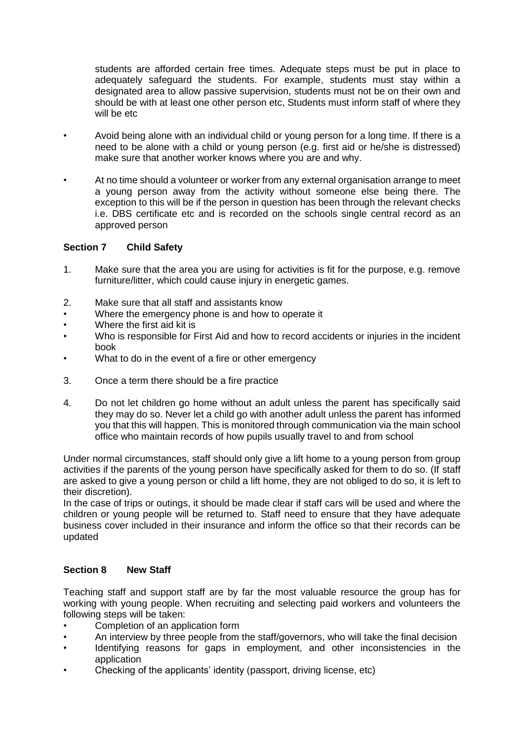students are afforded certain free times. Adequate steps must be put in place to adequately safeguard the students. For example, students must stay within a designated area to allow passive supervision, students must not be on their own and should be with at least one other person etc, Students must inform staff of where they will be etc

- Avoid being alone with an individual child or young person for a long time. If there is a need to be alone with a child or young person (e.g. first aid or he/she is distressed) make sure that another worker knows where you are and why.
- At no time should a volunteer or worker from any external organisation arrange to meet a young person away from the activity without someone else being there. The exception to this will be if the person in question has been through the relevant checks i.e. DBS certificate etc and is recorded on the schools single central record as an approved person

## Section 7 Child Safety

1. Make sure that the area you are using for activities is fit for the purpose, e.g. remove furniture/litter, which could cause injury in energetic games.
2. Make sure that all staff and assistants know
   - Where the emergency phone is and how to operate it
   - Where the first aid kit is
   - Who is responsible for First Aid and how to record accidents or injuries in the incident book
   - What to do in the event of a fire or other emergency
3. Once a term there should be a fire practice
4. Do not let children go home without an adult unless the parent has specifically said they may do so. Never let a child go with another adult unless the parent has informed you that this will happen. This is monitored through communication via the main school office who maintain records of how pupils usually travel to and from school

Under normal circumstances, staff should only give a lift home to a young person from group activities if the parents of the young person have specifically asked for them to do so. (If staff are asked to give a young person or child a lift home, they are not obliged to do so, it is left to their discretion).

In the case of trips or outings, it should be made clear if staff cars will be used and where the children or young people will be returned to. Staff need to ensure that they have adequate business cover included in their insurance and inform the office so that their records can be updated

## Section 8 New Staff

Teaching staff and support staff are by far the most valuable resource the group has for working with young people. When recruiting and selecting paid workers and volunteers the following steps will be taken:

- Completion of an application form
- An interview by three people from the staff/governors, who will take the final decision
- Identifying reasons for gaps in employment, and other inconsistencies in the application
- Checking of the applicants' identity (passport, driving license, etc)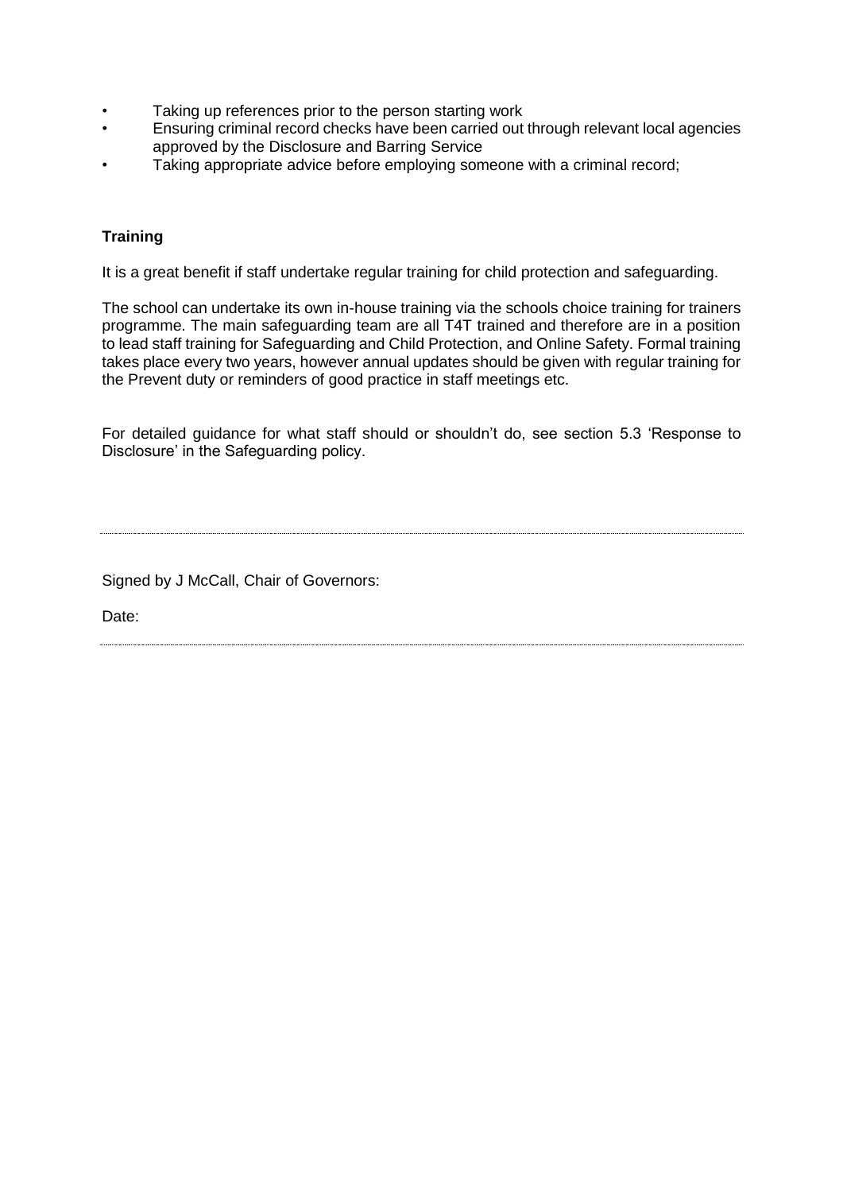- Taking up references prior to the person starting work
- Ensuring criminal record checks have been carried out through relevant local agencies approved by the Disclosure and Barring Service
- Taking appropriate advice before employing someone with a criminal record;

**Training**

It is a great benefit if staff undertake regular training for child protection and safeguarding.

The school can undertake its own in-house training via the schools choice training for trainers programme. The main safeguarding team are all T4T trained and therefore are in a position to lead staff training for Safeguarding and Child Protection, and Online Safety. Formal training takes place every two years, however annual updates should be given with regular training for the Prevent duty or reminders of good practice in staff meetings etc.

For detailed guidance for what staff should or shouldn't do, see section 5.3 'Response to Disclosure' in the Safeguarding policy.

---

Signed by J McCall, Chair of Governors:

Date:

---